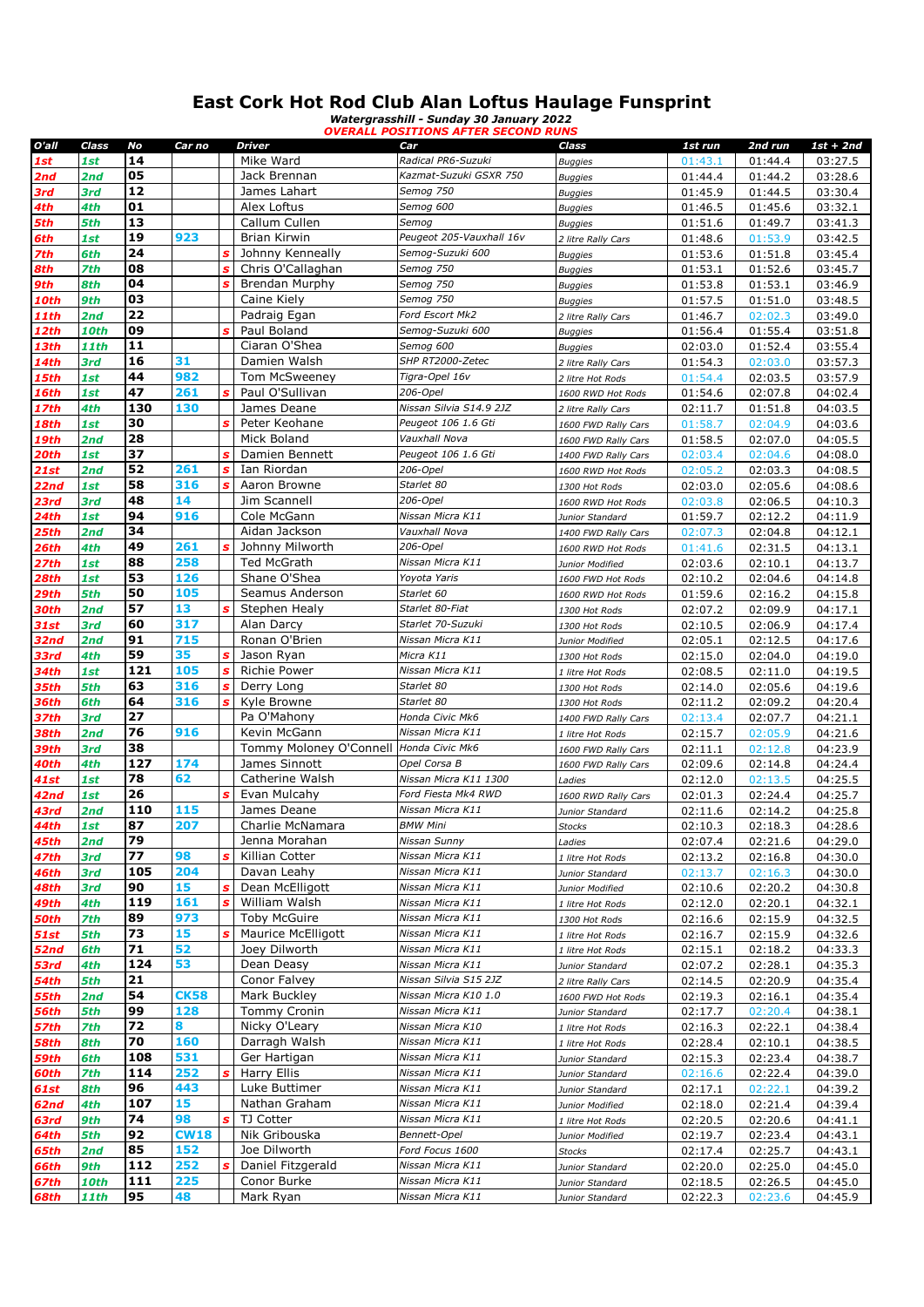# East Cork Hot Rod Club Alan Loftus Haulage Funsprint

*Watergrasshill - Sunday 30 January 2022*

***OVERALL POSITIONS AFTER SECOND RUNS***

| O'all | Class | No | Car no | | Driver | Car | Class | 1st run | 2nd run | 1st + 2nd |
|---|---|---|---|---|---|---|---|---|---|---|
| 1st | 1st | 14 | | | Mike Ward | Radical PR6-Suzuki | Buggies | 01:43.1 | 01:44.4 | 03:27.5 |
| 2nd | 2nd | 05 | | | Jack Brennan | Kazmat-Suzuki GSXR 750 | Buggies | 01:44.4 | 01:44.2 | 03:28.6 |
| 3rd | 3rd | 12 | | | James Lahart | Semog 750 | Buggies | 01:45.9 | 01:44.5 | 03:30.4 |
| 4th | 4th | 01 | | | Alex Loftus | Semog 600 | Buggies | 01:46.5 | 01:45.6 | 03:32.1 |
| 5th | 5th | 13 | | | Callum Cullen | Semog | Buggies | 01:51.6 | 01:49.7 | 03:41.3 |
| 6th | 1st | 19 | 923 | | Brian Kirwin | Peugeot 205-Vauxhall 16v | 2 litre Rally Cars | 01:48.6 | 01:53.9 | 03:42.5 |
| 7th | 6th | 24 | | s | Johnny Kenneally | Semog-Suzuki 600 | Buggies | 01:53.6 | 01:51.8 | 03:45.4 |
| 8th | 7th | 08 | | s | Chris O'Callaghan | Semog 750 | Buggies | 01:53.1 | 01:52.6 | 03:45.7 |
| 9th | 8th | 04 | | s | Brendan Murphy | Semog 750 | Buggies | 01:53.8 | 01:53.1 | 03:46.9 |
| 10th | 9th | 03 | | | Caine Kiely | Semog 750 | Buggies | 01:57.5 | 01:51.0 | 03:48.5 |
| 11th | 2nd | 22 | | | Padraig Egan | Ford Escort Mk2 | 2 litre Rally Cars | 01:46.7 | 02:02.3 | 03:49.0 |
| 12th | 10th | 09 | | s | Paul Boland | Semog-Suzuki 600 | Buggies | 01:56.4 | 01:55.4 | 03:51.8 |
| 13th | 11th | 11 | | | Ciaran O'Shea | Semog 600 | Buggies | 02:03.0 | 01:52.4 | 03:55.4 |
| 14th | 3rd | 16 | 31 | | Damien Walsh | SHP RT2000-Zetec | 2 litre Rally Cars | 01:54.3 | 02:03.0 | 03:57.3 |
| 15th | 1st | 44 | 982 | | Tom McSweeney | Tigra-Opel 16v | 2 litre Hot Rods | 01:54.4 | 02:03.5 | 03:57.9 |
| 16th | 1st | 47 | 261 | s | Paul O'Sullivan | 206-Opel | 1600 RWD Hot Rods | 01:54.6 | 02:07.8 | 04:02.4 |
| 17th | 4th | 130 | 130 | | James Deane | Nissan Silvia S14.9 2JZ | 2 litre Rally Cars | 02:11.7 | 01:51.8 | 04:03.5 |
| 18th | 1st | 30 | | s | Peter Keohane | Peugeot 106 1.6 Gti | 1600 FWD Rally Cars | 01:58.7 | 02:04.9 | 04:03.6 |
| 19th | 2nd | 28 | | | Mick Boland | Vauxhall Nova | 1600 FWD Rally Cars | 01:58.5 | 02:07.0 | 04:05.5 |
| 20th | 1st | 37 | | s | Damien Bennett | Peugeot 106 1.6 Gti | 1400 FWD Rally Cars | 02:03.4 | 02:04.6 | 04:08.0 |
| 21st | 2nd | 52 | 261 | s | Ian Riordan | 206-Opel | 1600 RWD Hot Rods | 02:05.2 | 02:03.3 | 04:08.5 |
| 22nd | 1st | 58 | 316 | s | Aaron Browne | Starlet 80 | 1300 Hot Rods | 02:03.0 | 02:05.6 | 04:08.6 |
| 23rd | 3rd | 48 | 14 | | Jim Scannell | 206-Opel | 1600 RWD Hot Rods | 02:03.8 | 02:06.5 | 04:10.3 |
| 24th | 1st | 94 | 916 | | Cole McGann | Nissan Micra K11 | Junior Standard | 01:59.7 | 02:12.2 | 04:11.9 |
| 25th | 2nd | 34 | | | Aidan Jackson | Vauxhall Nova | 1400 FWD Rally Cars | 02:07.3 | 02:04.8 | 04:12.1 |
| 26th | 4th | 49 | 261 | s | Johnny Milworth | 206-Opel | 1600 RWD Hot Rods | 01:41.6 | 02:31.5 | 04:13.1 |
| 27th | 1st | 88 | 258 | | Ted McGrath | Nissan Micra K11 | Junior Modified | 02:03.6 | 02:10.1 | 04:13.7 |
| 28th | 1st | 53 | 126 | | Shane O'Shea | Yoyota Yaris | 1600 FWD Hot Rods | 02:10.2 | 02:04.6 | 04:14.8 |
| 29th | 5th | 50 | 105 | | Seamus Anderson | Starlet 60 | 1600 RWD Hot Rods | 01:59.6 | 02:16.2 | 04:15.8 |
| 30th | 2nd | 57 | 13 | s | Stephen Healy | Starlet 80-Fiat | 1300 Hot Rods | 02:07.2 | 02:09.9 | 04:17.1 |
| 31st | 3rd | 60 | 317 | | Alan Darcy | Starlet 70-Suzuki | 1300 Hot Rods | 02:10.5 | 02:06.9 | 04:17.4 |
| 32nd | 2nd | 91 | 715 | | Ronan O'Brien | Nissan Micra K11 | Junior Modified | 02:05.1 | 02:12.5 | 04:17.6 |
| 33rd | 4th | 59 | 35 | s | Jason Ryan | Micra K11 | 1300 Hot Rods | 02:15.0 | 02:04.0 | 04:19.0 |
| 34th | 1st | 121 | 105 | s | Richie Power | Nissan Micra K11 | 1 litre Hot Rods | 02:08.5 | 02:11.0 | 04:19.5 |
| 35th | 5th | 63 | 316 | s | Derry Long | Starlet 80 | 1300 Hot Rods | 02:14.0 | 02:05.6 | 04:19.6 |
| 36th | 6th | 64 | 316 | s | Kyle Browne | Starlet 80 | 1300 Hot Rods | 02:11.2 | 02:09.2 | 04:20.4 |
| 37th | 3rd | 27 | | | Pa O'Mahony | Honda Civic Mk6 | 1400 FWD Rally Cars | 02:13.4 | 02:07.7 | 04:21.1 |
| 38th | 2nd | 76 | 916 | | Kevin McGann | Nissan Micra K11 | 1 litre Hot Rods | 02:15.7 | 02:05.9 | 04:21.6 |
| 39th | 3rd | 38 | | | Tommy Moloney O'Connell | Honda Civic Mk6 | 1600 FWD Rally Cars | 02:11.1 | 02:12.8 | 04:23.9 |
| 40th | 4th | 127 | 174 | | James Sinnott | Opel Corsa B | 1600 FWD Rally Cars | 02:09.6 | 02:14.8 | 04:24.4 |
| 41st | 1st | 78 | 62 | | Catherine Walsh | Nissan Micra K11 1300 | Ladies | 02:12.0 | 02:13.5 | 04:25.5 |
| 42nd | 1st | 26 | | s | Evan Mulcahy | Ford Fiesta Mk4 RWD | 1600 RWD Rally Cars | 02:01.3 | 02:24.4 | 04:25.7 |
| 43rd | 2nd | 110 | 115 | | James Deane | Nissan Micra K11 | Junior Standard | 02:11.6 | 02:14.2 | 04:25.8 |
| 44th | 1st | 87 | 207 | | Charlie McNamara | BMW Mini | Stocks | 02:10.3 | 02:18.3 | 04:28.6 |
| 45th | 2nd | 79 | | | Jenna Morahan | Nissan Sunny | Ladies | 02:07.4 | 02:21.6 | 04:29.0 |
| 47th | 3rd | 77 | 98 | s | Killian Cotter | Nissan Micra K11 | 1 litre Hot Rods | 02:13.2 | 02:16.8 | 04:30.0 |
| 46th | 3rd | 105 | 204 | | Davan Leahy | Nissan Micra K11 | Junior Standard | 02:13.7 | 02:16.3 | 04:30.0 |
| 48th | 3rd | 90 | 15 | s | Dean McElligott | Nissan Micra K11 | Junior Modified | 02:10.6 | 02:20.2 | 04:30.8 |
| 49th | 4th | 119 | 161 | s | William Walsh | Nissan Micra K11 | 1 litre Hot Rods | 02:12.0 | 02:20.1 | 04:32.1 |
| 50th | 7th | 89 | 973 | | Toby McGuire | Nissan Micra K11 | 1300 Hot Rods | 02:16.6 | 02:15.9 | 04:32.5 |
| 51st | 5th | 73 | 15 | s | Maurice McElligott | Nissan Micra K11 | 1 litre Hot Rods | 02:16.7 | 02:15.9 | 04:32.6 |
| 52nd | 6th | 71 | 52 | | Joey Dilworth | Nissan Micra K11 | 1 litre Hot Rods | 02:15.1 | 02:18.2 | 04:33.3 |
| 53rd | 4th | 124 | 53 | | Dean Deasy | Nissan Micra K11 | Junior Standard | 02:07.2 | 02:28.1 | 04:35.3 |
| 54th | 5th | 21 | | | Conor Falvey | Nissan Silvia S15 2JZ | 2 litre Rally Cars | 02:14.5 | 02:20.9 | 04:35.4 |
| 55th | 2nd | 54 | CK58 | | Mark Buckley | Nissan Micra K10 1.0 | 1600 FWD Hot Rods | 02:19.3 | 02:16.1 | 04:35.4 |
| 56th | 5th | 99 | 128 | | Tommy Cronin | Nissan Micra K11 | Junior Standard | 02:17.7 | 02:20.4 | 04:38.1 |
| 57th | 7th | 72 | 8 | | Nicky O'Leary | Nissan Micra K10 | 1 litre Hot Rods | 02:16.3 | 02:22.1 | 04:38.4 |
| 58th | 8th | 70 | 160 | | Darragh Walsh | Nissan Micra K11 | 1 litre Hot Rods | 02:28.4 | 02:10.1 | 04:38.5 |
| 59th | 6th | 108 | 531 | | Ger Hartigan | Nissan Micra K11 | Junior Standard | 02:15.3 | 02:23.4 | 04:38.7 |
| 60th | 7th | 114 | 252 | s | Harry Ellis | Nissan Micra K11 | Junior Standard | 02:16.6 | 02:22.4 | 04:39.0 |
| 61st | 8th | 96 | 443 | | Luke Buttimer | Nissan Micra K11 | Junior Standard | 02:17.1 | 02:22.1 | 04:39.2 |
| 62nd | 4th | 107 | 15 | | Nathan Graham | Nissan Micra K11 | Junior Modified | 02:18.0 | 02:21.4 | 04:39.4 |
| 63rd | 9th | 74 | 98 | s | TJ Cotter | Nissan Micra K11 | 1 litre Hot Rods | 02:20.5 | 02:20.6 | 04:41.1 |
| 64th | 5th | 92 | CW18 | | Nik Gribouska | Bennett-Opel | Junior Modified | 02:19.7 | 02:23.4 | 04:43.1 |
| 65th | 2nd | 85 | 152 | | Joe Dilworth | Ford Focus 1600 | Stocks | 02:17.4 | 02:25.7 | 04:43.1 |
| 66th | 9th | 112 | 252 | s | Daniel Fitzgerald | Nissan Micra K11 | Junior Standard | 02:20.0 | 02:25.0 | 04:45.0 |
| 67th | 10th | 111 | 225 | | Conor Burke | Nissan Micra K11 | Junior Standard | 02:18.5 | 02:26.5 | 04:45.0 |
| 68th | 11th | 95 | 48 | | Mark Ryan | Nissan Micra K11 | Junior Standard | 02:22.3 | 02:23.6 | 04:45.9 |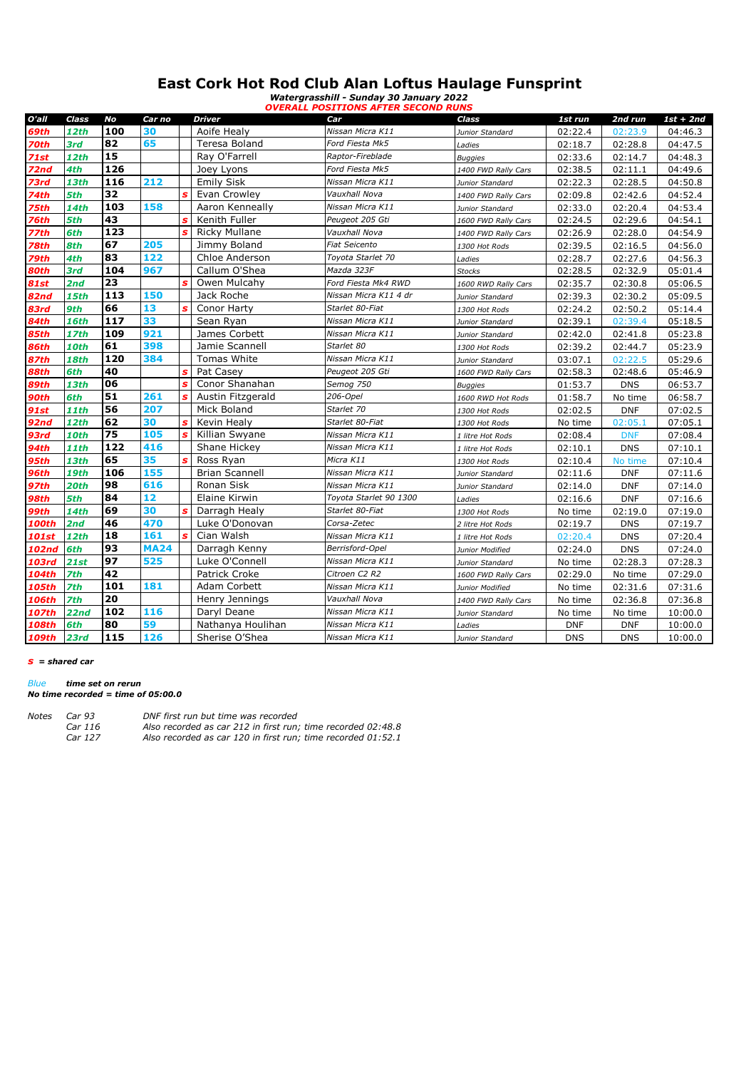# East Cork Hot Rod Club Alan Loftus Haulage Funsprint

***Watergrasshill - Sunday 30 January 2022***

***OVERALL POSITIONS AFTER SECOND RUNS***

| O'all | Class | No | Car no | | Driver | Car | Class | 1st run | 2nd run | 1st + 2nd |
|---|---|---|---|---|---|---|---|---|---|---|
| 69th | 12th | 100 | 30 | | Aoife Healy | Nissan Micra K11 | Junior Standard | 02:22.4 | 02:23.9 | 04:46.3 |
| 70th | 3rd | 82 | 65 | | Teresa Boland | Ford Fiesta Mk5 | Ladies | 02:18.7 | 02:28.8 | 04:47.5 |
| 71st | 12th | 15 | | | Ray O'Farrell | Raptor-Fireblade | Buggies | 02:33.6 | 02:14.7 | 04:48.3 |
| 72nd | 4th | 126 | | | Joey Lyons | Ford Fiesta Mk5 | 1400 FWD Rally Cars | 02:38.5 | 02:11.1 | 04:49.6 |
| 73rd | 13th | 116 | 212 | | Emily Sisk | Nissan Micra K11 | Junior Standard | 02:22.3 | 02:28.5 | 04:50.8 |
| 74th | 5th | 32 | | s | Evan Crowley | Vauxhall Nova | 1400 FWD Rally Cars | 02:09.8 | 02:42.6 | 04:52.4 |
| 75th | 14th | 103 | 158 | | Aaron Kenneally | Nissan Micra K11 | Junior Standard | 02:33.0 | 02:20.4 | 04:53.4 |
| 76th | 5th | 43 | | s | Kenith Fuller | Peugeot 205 Gti | 1600 FWD Rally Cars | 02:24.5 | 02:29.6 | 04:54.1 |
| 77th | 6th | 123 | | s | Ricky Mullane | Vauxhall Nova | 1400 FWD Rally Cars | 02:26.9 | 02:28.0 | 04:54.9 |
| 78th | 8th | 67 | 205 | | Jimmy Boland | Fiat Seicento | 1300 Hot Rods | 02:39.5 | 02:16.5 | 04:56.0 |
| 79th | 4th | 83 | 122 | | Chloe Anderson | Toyota Starlet 70 | Ladies | 02:28.7 | 02:27.6 | 04:56.3 |
| 80th | 3rd | 104 | 967 | | Callum O'Shea | Mazda 323F | Stocks | 02:28.5 | 02:32.9 | 05:01.4 |
| 81st | 2nd | 23 | | s | Owen Mulcahy | Ford Fiesta Mk4 RWD | 1600 RWD Rally Cars | 02:35.7 | 02:30.8 | 05:06.5 |
| 82nd | 15th | 113 | 150 | | Jack Roche | Nissan Micra K11 4 dr | Junior Standard | 02:39.3 | 02:30.2 | 05:09.5 |
| 83rd | 9th | 66 | 13 | s | Conor Harty | Starlet 80-Fiat | 1300 Hot Rods | 02:24.2 | 02:50.2 | 05:14.4 |
| 84th | 16th | 117 | 33 | | Sean Ryan | Nissan Micra K11 | Junior Standard | 02:39.1 | 02:39.4 | 05:18.5 |
| 85th | 17th | 109 | 921 | | James Corbett | Nissan Micra K11 | Junior Standard | 02:42.0 | 02:41.8 | 05:23.8 |
| 86th | 10th | 61 | 398 | | Jamie Scannell | Starlet 80 | 1300 Hot Rods | 02:39.2 | 02:44.7 | 05:23.9 |
| 87th | 18th | 120 | 384 | | Tomas White | Nissan Micra K11 | Junior Standard | 03:07.1 | 02:22.5 | 05:29.6 |
| 88th | 6th | 40 | | s | Pat Casey | Peugeot 205 Gti | 1600 FWD Rally Cars | 02:58.3 | 02:48.6 | 05:46.9 |
| 89th | 13th | 06 | | s | Conor Shanahan | Semog 750 | Buggies | 01:53.7 | DNS | 06:53.7 |
| 90th | 6th | 51 | 261 | s | Austin Fitzgerald | 206-Opel | 1600 RWD Hot Rods | 01:58.7 | No time | 06:58.7 |
| 91st | 11th | 56 | 207 | | Mick Boland | Starlet 70 | 1300 Hot Rods | 02:02.5 | DNF | 07:02.5 |
| 92nd | 12th | 62 | 30 | s | Kevin Healy | Starlet 80-Fiat | 1300 Hot Rods | No time | 02:05.1 | 07:05.1 |
| 93rd | 10th | 75 | 105 | s | Killian Swyane | Nissan Micra K11 | 1 litre Hot Rods | 02:08.4 | DNF | 07:08.4 |
| 94th | 11th | 122 | 416 | | Shane Hickey | Nissan Micra K11 | 1 litre Hot Rods | 02:10.1 | DNS | 07:10.1 |
| 95th | 13th | 65 | 35 | s | Ross Ryan | Micra K11 | 1300 Hot Rods | 02:10.4 | No time | 07:10.4 |
| 96th | 19th | 106 | 155 | | Brian Scannell | Nissan Micra K11 | Junior Standard | 02:11.6 | DNF | 07:11.6 |
| 97th | 20th | 98 | 616 | | Ronan Sisk | Nissan Micra K11 | Junior Standard | 02:14.0 | DNF | 07:14.0 |
| 98th | 5th | 84 | 12 | | Elaine Kirwin | Toyota Starlet 90 1300 | Ladies | 02:16.6 | DNF | 07:16.6 |
| 99th | 14th | 69 | 30 | s | Darragh Healy | Starlet 80-Fiat | 1300 Hot Rods | No time | 02:19.0 | 07:19.0 |
| 100th | 2nd | 46 | 470 | | Luke O'Donovan | Corsa-Zetec | 2 litre Hot Rods | 02:19.7 | DNS | 07:19.7 |
| 101st | 12th | 18 | 161 | s | Cian Walsh | Nissan Micra K11 | 1 litre Hot Rods | 02:20.4 | DNS | 07:20.4 |
| 102nd | 6th | 93 | MA24 | | Darragh Kenny | Berrisford-Opel | Junior Modified | 02:24.0 | DNS | 07:24.0 |
| 103rd | 21st | 97 | 525 | | Luke O'Connell | Nissan Micra K11 | Junior Standard | No time | 02:28.3 | 07:28.3 |
| 104th | 7th | 42 | | | Patrick Croke | Citroen C2 R2 | 1600 FWD Rally Cars | 02:29.0 | No time | 07:29.0 |
| 105th | 7th | 101 | 181 | | Adam Corbett | Nissan Micra K11 | Junior Modified | No time | 02:31.6 | 07:31.6 |
| 106th | 7th | 20 | | | Henry Jennings | Vauxhall Nova | 1400 FWD Rally Cars | No time | 02:36.8 | 07:36.8 |
| 107th | 22nd | 102 | 116 | | Daryl Deane | Nissan Micra K11 | Junior Standard | No time | No time | 10:00.0 |
| 108th | 6th | 80 | 59 | | Nathanya Houlihan | Nissan Micra K11 | Ladies | DNF | DNF | 10:00.0 |
| 109th | 23rd | 115 | 126 | | Sherise O'Shea | Nissan Micra K11 | Junior Standard | DNS | DNS | 10:00.0 |

***s = shared car***

*Blue* ***time set on rerun***

***No time recorded = time of 05:00.0***

*Notes*

| | | |
|---|---|---|
| | *Car 93* | *DNF first run but time was recorded* |
| | *Car 116* | *Also recorded as car 212 in first run; time recorded 02:48.8* |
| | *Car 127* | *Also recorded as car 120 in first run; time recorded 01:52.1* |